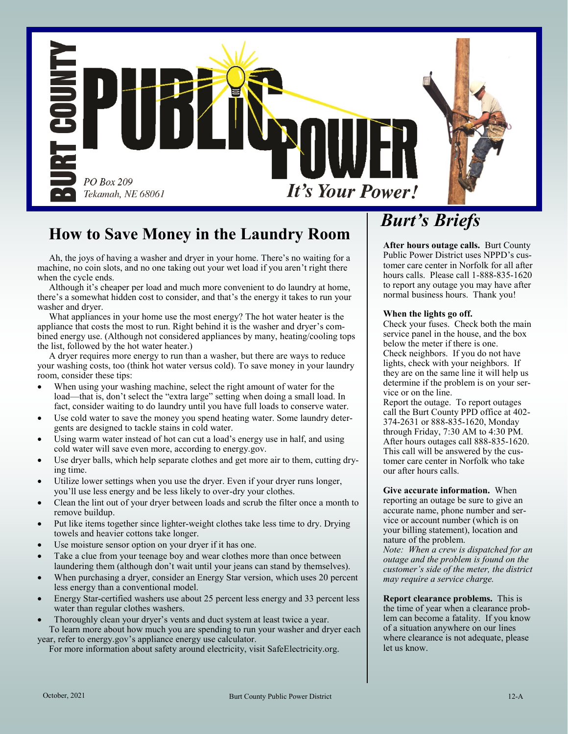# BURT COUNTY PUBLIC POWER

PO Box 209
Tekamah, NE 68061

*It's Your Power!*

## How to Save Money in the Laundry Room

Ah, the joys of having a washer and dryer in your home. There's no waiting for a machine, no coin slots, and no one taking out your wet load if you aren't right there when the cycle ends.

Although it's cheaper per load and much more convenient to do laundry at home, there's a somewhat hidden cost to consider, and that's the energy it takes to run your washer and dryer.

What appliances in your home use the most energy? The hot water heater is the appliance that costs the most to run. Right behind it is the washer and dryer's combined energy use. (Although not considered appliances by many, heating/cooling tops the list, followed by the hot water heater.)

A dryer requires more energy to run than a washer, but there are ways to reduce your washing costs, too (think hot water versus cold). To save money in your laundry room, consider these tips:

- When using your washing machine, select the right amount of water for the load—that is, don't select the "extra large" setting when doing a small load. In fact, consider waiting to do laundry until you have full loads to conserve water.
- Use cold water to save the money you spend heating water. Some laundry detergents are designed to tackle stains in cold water.
- Using warm water instead of hot can cut a load's energy use in half, and using cold water will save even more, according to energy.gov.
- Use dryer balls, which help separate clothes and get more air to them, cutting drying time.
- Utilize lower settings when you use the dryer. Even if your dryer runs longer, you'll use less energy and be less likely to over-dry your clothes.
- Clean the lint out of your dryer between loads and scrub the filter once a month to remove buildup.
- Put like items together since lighter-weight clothes take less time to dry. Drying towels and heavier cottons take longer.
- Use moisture sensor option on your dryer if it has one.
- Take a clue from your teenage boy and wear clothes more than once between laundering them (although don't wait until your jeans can stand by themselves).
- When purchasing a dryer, consider an Energy Star version, which uses 20 percent less energy than a conventional model.
- Energy Star-certified washers use about 25 percent less energy and 33 percent less water than regular clothes washers.
- Thoroughly clean your dryer's vents and duct system at least twice a year.

To learn more about how much you are spending to run your washer and dryer each year, refer to energy.gov's appliance energy use calculator.

For more information about safety around electricity, visit SafeElectricity.org.

## *Burt's Briefs*

**After hours outage calls.** Burt County Public Power District uses NPPD's customer care center in Norfolk for all after hours calls. Please call 1-888-835-1620 to report any outage you may have after normal business hours. Thank you!

**When the lights go off.**
Check your fuses. Check both the main service panel in the house, and the box below the meter if there is one.
Check neighbors. If you do not have lights, check with your neighbors. If they are on the same line it will help us determine if the problem is on your service or on the line.
Report the outage. To report outages call the Burt County PPD office at 402-374-2631 or 888-835-1620, Monday through Friday, 7:30 AM to 4:30 PM. After hours outages call 888-835-1620. This call will be answered by the customer care center in Norfolk who take our after hours calls.

**Give accurate information.** When reporting an outage be sure to give an accurate name, phone number and service or account number (which is on your billing statement), location and nature of the problem.
*Note: When a crew is dispatched for an outage and the problem is found on the customer's side of the meter, the district may require a service charge.*

**Report clearance problems.** This is the time of year when a clearance problem can become a fatality. If you know of a situation anywhere on our lines where clearance is not adequate, please let us know.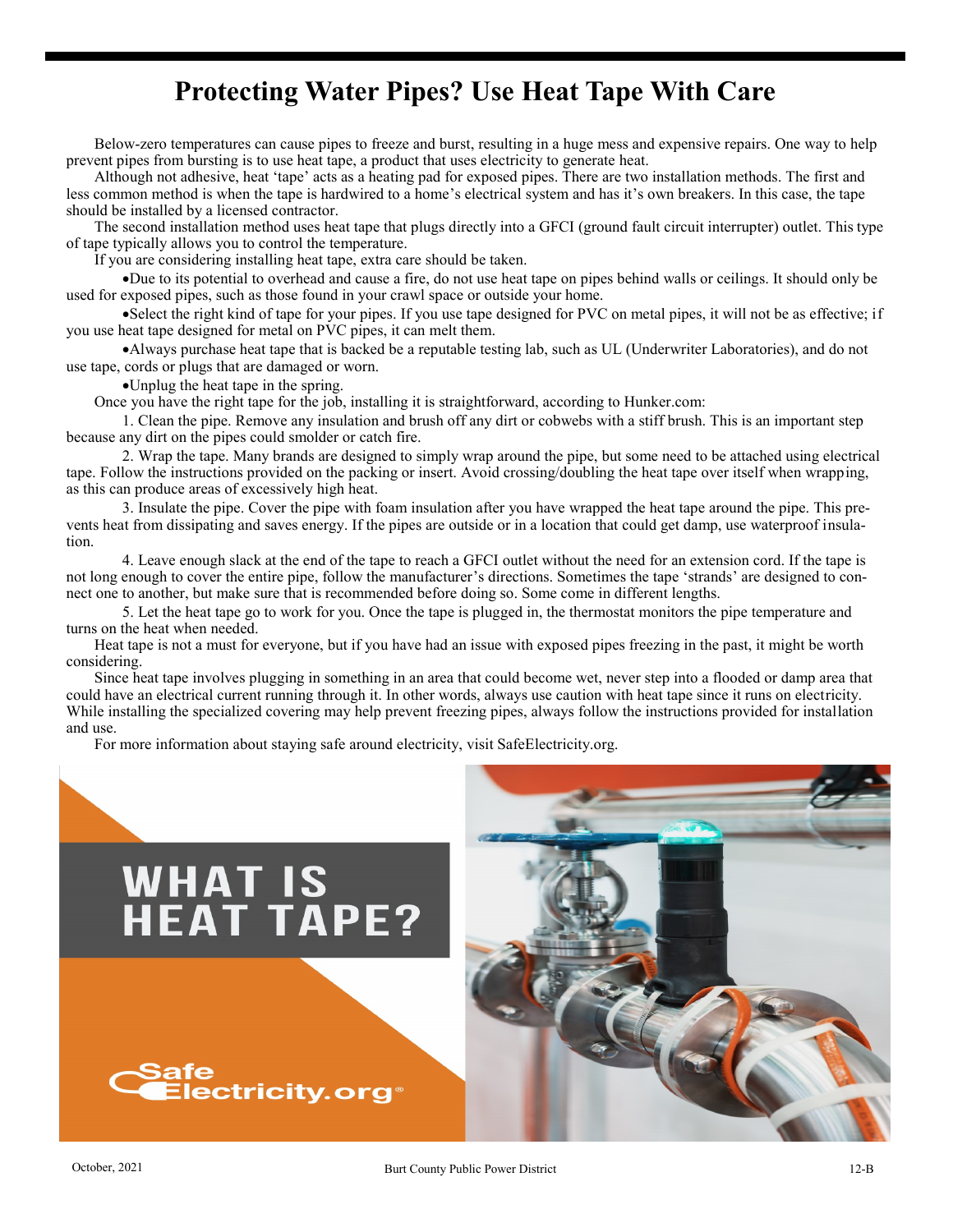# Protecting Water Pipes? Use Heat Tape With Care

Below-zero temperatures can cause pipes to freeze and burst, resulting in a huge mess and expensive repairs. One way to help prevent pipes from bursting is to use heat tape, a product that uses electricity to generate heat.

Although not adhesive, heat 'tape' acts as a heating pad for exposed pipes. There are two installation methods. The first and less common method is when the tape is hardwired to a home's electrical system and has it's own breakers. In this case, the tape should be installed by a licensed contractor.

The second installation method uses heat tape that plugs directly into a GFCI (ground fault circuit interrupter) outlet. This type of tape typically allows you to control the temperature.

If you are considering installing heat tape, extra care should be taken.

- Due to its potential to overhead and cause a fire, do not use heat tape on pipes behind walls or ceilings. It should only be used for exposed pipes, such as those found in your crawl space or outside your home.
- Select the right kind of tape for your pipes. If you use tape designed for PVC on metal pipes, it will not be as effective; if you use heat tape designed for metal on PVC pipes, it can melt them.
- Always purchase heat tape that is backed be a reputable testing lab, such as UL (Underwriter Laboratories), and do not use tape, cords or plugs that are damaged or worn.
- Unplug the heat tape in the spring.

Once you have the right tape for the job, installing it is straightforward, according to Hunker.com:

1. Clean the pipe. Remove any insulation and brush off any dirt or cobwebs with a stiff brush. This is an important step because any dirt on the pipes could smolder or catch fire.
2. Wrap the tape. Many brands are designed to simply wrap around the pipe, but some need to be attached using electrical tape. Follow the instructions provided on the packing or insert. Avoid crossing/doubling the heat tape over itself when wrapping, as this can produce areas of excessively high heat.
3. Insulate the pipe. Cover the pipe with foam insulation after you have wrapped the heat tape around the pipe. This prevents heat from dissipating and saves energy. If the pipes are outside or in a location that could get damp, use waterproof insulation.
4. Leave enough slack at the end of the tape to reach a GFCI outlet without the need for an extension cord. If the tape is not long enough to cover the entire pipe, follow the manufacturer's directions. Sometimes the tape 'strands' are designed to connect one to another, but make sure that is recommended before doing so. Some come in different lengths.
5. Let the heat tape go to work for you. Once the tape is plugged in, the thermostat monitors the pipe temperature and turns on the heat when needed.

Heat tape is not a must for everyone, but if you have had an issue with exposed pipes freezing in the past, it might be worth considering.

Since heat tape involves plugging in something in an area that could become wet, never step into a flooded or damp area that could have an electrical current running through it. In other words, always use caution with heat tape since it runs on electricity. While installing the specialized covering may help prevent freezing pipes, always follow the instructions provided for installation and use.

For more information about staying safe around electricity, visit SafeElectricity.org.

WHAT IS HEAT TAPE?

SafeElectricity.org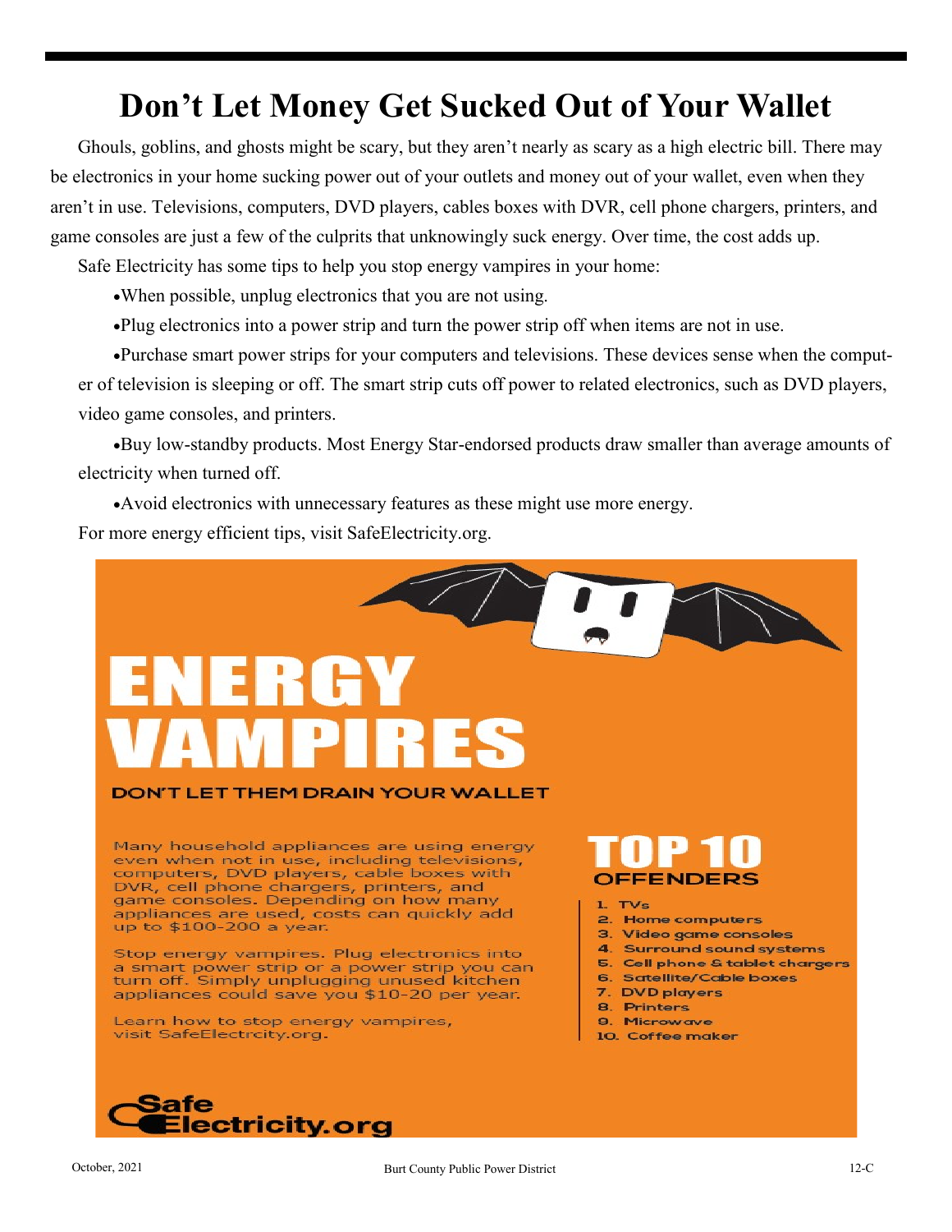# Don't Let Money Get Sucked Out of Your Wallet

Ghouls, goblins, and ghosts might be scary, but they aren't nearly as scary as a high electric bill. There may be electronics in your home sucking power out of your outlets and money out of your wallet, even when they aren't in use. Televisions, computers, DVD players, cables boxes with DVR, cell phone chargers, printers, and game consoles are just a few of the culprits that unknowingly suck energy. Over time, the cost adds up.

Safe Electricity has some tips to help you stop energy vampires in your home:

- When possible, unplug electronics that you are not using.
- Plug electronics into a power strip and turn the power strip off when items are not in use.
- Purchase smart power strips for your computers and televisions. These devices sense when the computer of television is sleeping or off. The smart strip cuts off power to related electronics, such as DVD players, video game consoles, and printers.
- Buy low-standby products. Most Energy Star-endorsed products draw smaller than average amounts of electricity when turned off.
- Avoid electronics with unnecessary features as these might use more energy.

For more energy efficient tips, visit SafeElectricity.org.

# ENERGY VAMPIRES

**DON'T LET THEM DRAIN YOUR WALLET**

Many household appliances are using energy even when not in use, including televisions, computers, DVD players, cable boxes with DVR, cell phone chargers, printers, and game consoles. Depending on how many appliances are used, costs can quickly add up to $100-200 a year.

Stop energy vampires. Plug electronics into a smart power strip or a power strip you can turn off. Simply unplugging unused kitchen appliances could save you $10-20 per year.

Learn how to stop energy vampires, visit SafeElectrcity.org.

## TOP 10 OFFENDERS

1. TVs
2. Home computers
3. Video game consoles
4. Surround sound systems
5. Cell phone & tablet chargers
6. Satellite/Cable boxes
7. DVD players
8. Printers
9. Microwave
10. Coffee maker

Safe Electricity.org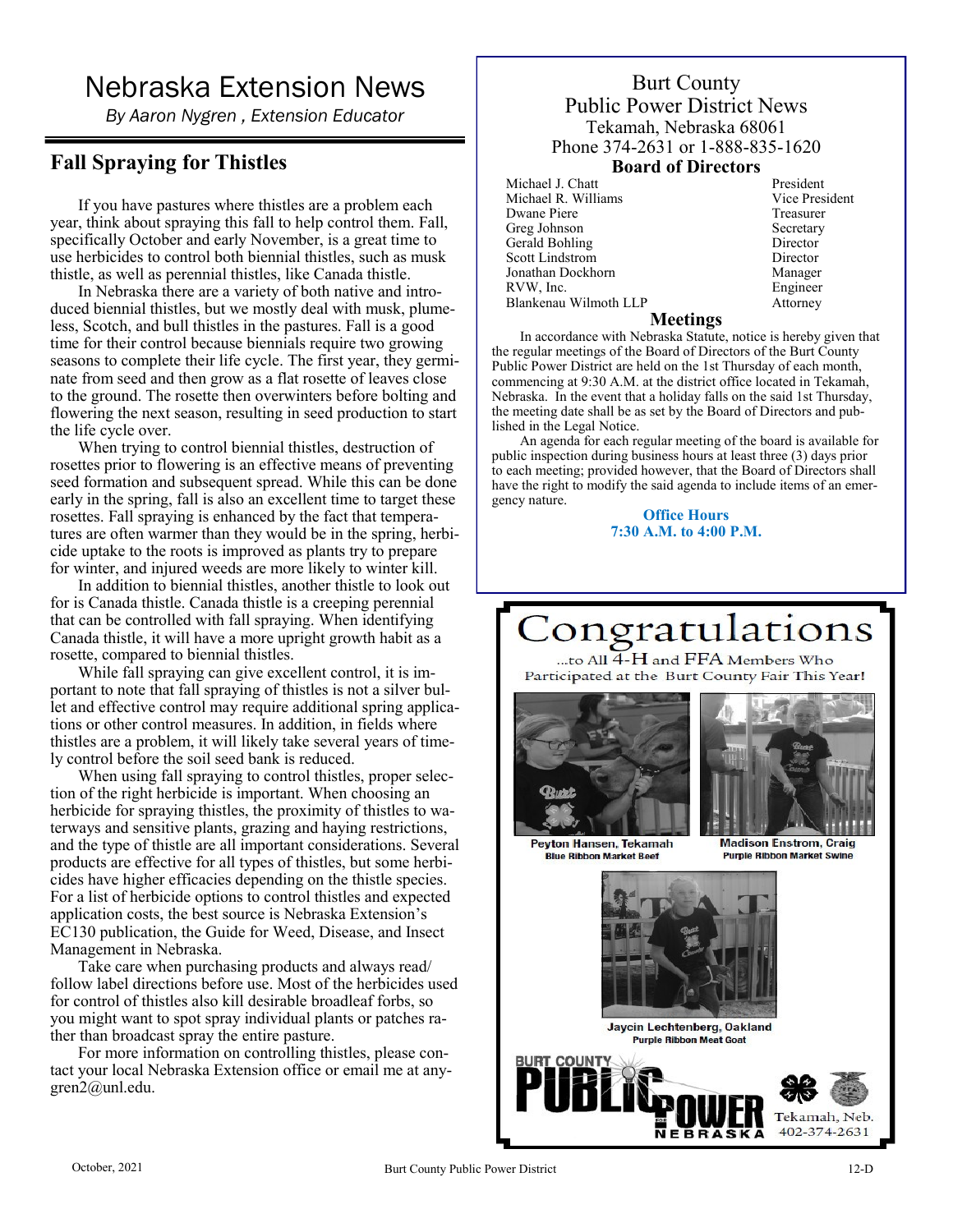# Nebraska Extension News

*By Aaron Nygren , Extension Educator*

## Fall Spraying for Thistles

If you have pastures where thistles are a problem each year, think about spraying this fall to help control them. Fall, specifically October and early November, is a great time to use herbicides to control both biennial thistles, such as musk thistle, as well as perennial thistles, like Canada thistle.

In Nebraska there are a variety of both native and introduced biennial thistles, but we mostly deal with musk, plumeless, Scotch, and bull thistles in the pastures. Fall is a good time for their control because biennials require two growing seasons to complete their life cycle. The first year, they germinate from seed and then grow as a flat rosette of leaves close to the ground. The rosette then overwinters before bolting and flowering the next season, resulting in seed production to start the life cycle over.

When trying to control biennial thistles, destruction of rosettes prior to flowering is an effective means of preventing seed formation and subsequent spread. While this can be done early in the spring, fall is also an excellent time to target these rosettes. Fall spraying is enhanced by the fact that temperatures are often warmer than they would be in the spring, herbicide uptake to the roots is improved as plants try to prepare for winter, and injured weeds are more likely to winter kill.

In addition to biennial thistles, another thistle to look out for is Canada thistle. Canada thistle is a creeping perennial that can be controlled with fall spraying. When identifying Canada thistle, it will have a more upright growth habit as a rosette, compared to biennial thistles.

While fall spraying can give excellent control, it is important to note that fall spraying of thistles is not a silver bullet and effective control may require additional spring applications or other control measures. In addition, in fields where thistles are a problem, it will likely take several years of timely control before the soil seed bank is reduced.

When using fall spraying to control thistles, proper selection of the right herbicide is important. When choosing an herbicide for spraying thistles, the proximity of thistles to waterways and sensitive plants, grazing and haying restrictions, and the type of thistle are all important considerations. Several products are effective for all types of thistles, but some herbicides have higher efficacies depending on the thistle species. For a list of herbicide options to control thistles and expected application costs, the best source is Nebraska Extension's EC130 publication, the Guide for Weed, Disease, and Insect Management in Nebraska.

Take care when purchasing products and always read/follow label directions before use. Most of the herbicides used for control of thistles also kill desirable broadleaf forbs, so you might want to spot spray individual plants or patches rather than broadcast spray the entire pasture.

For more information on controlling thistles, please contact your local Nebraska Extension office or email me at anygren2@unl.edu.

## Burt County Public Power District News

Tekamah, Nebraska 68061

Phone 374-2631 or 1-888-835-1620

### Board of Directors

| | |
|---|---|
| Michael J. Chatt | President |
| Michael R. Williams | Vice President |
| Dwane Piere | Treasurer |
| Greg Johnson | Secretary |
| Gerald Bohling | Director |
| Scott Lindstrom | Director |
| Jonathan Dockhorn | Manager |
| RVW, Inc. | Engineer |
| Blankenau Wilmoth LLP | Attorney |

### Meetings

In accordance with Nebraska Statute, notice is hereby given that the regular meetings of the Board of Directors of the Burt County Public Power District are held on the 1st Thursday of each month, commencing at 9:30 A.M. at the district office located in Tekamah, Nebraska. In the event that a holiday falls on the said 1st Thursday, the meeting date shall be as set by the Board of Directors and published in the Legal Notice.

An agenda for each regular meeting of the board is available for public inspection during business hours at least three (3) days prior to each meeting; provided however, that the Board of Directors shall have the right to modify the said agenda to include items of an emergency nature.

**Office Hours**
**7:30 A.M. to 4:00 P.M.**

## Congratulations

...to All 4-H and FFA Members Who Participated at the Burt County Fair This Year!

**Peyton Hansen, Tekamah**
Blue Ribbon Market Beef

**Madison Enstrom, Craig**
Purple Ribbon Market Swine

**Jaycin Lechtenberg, Oakland**
Purple Ribbon Meat Goat

Burt County Public Power Nebraska

Tekamah, Neb.
402-374-2631